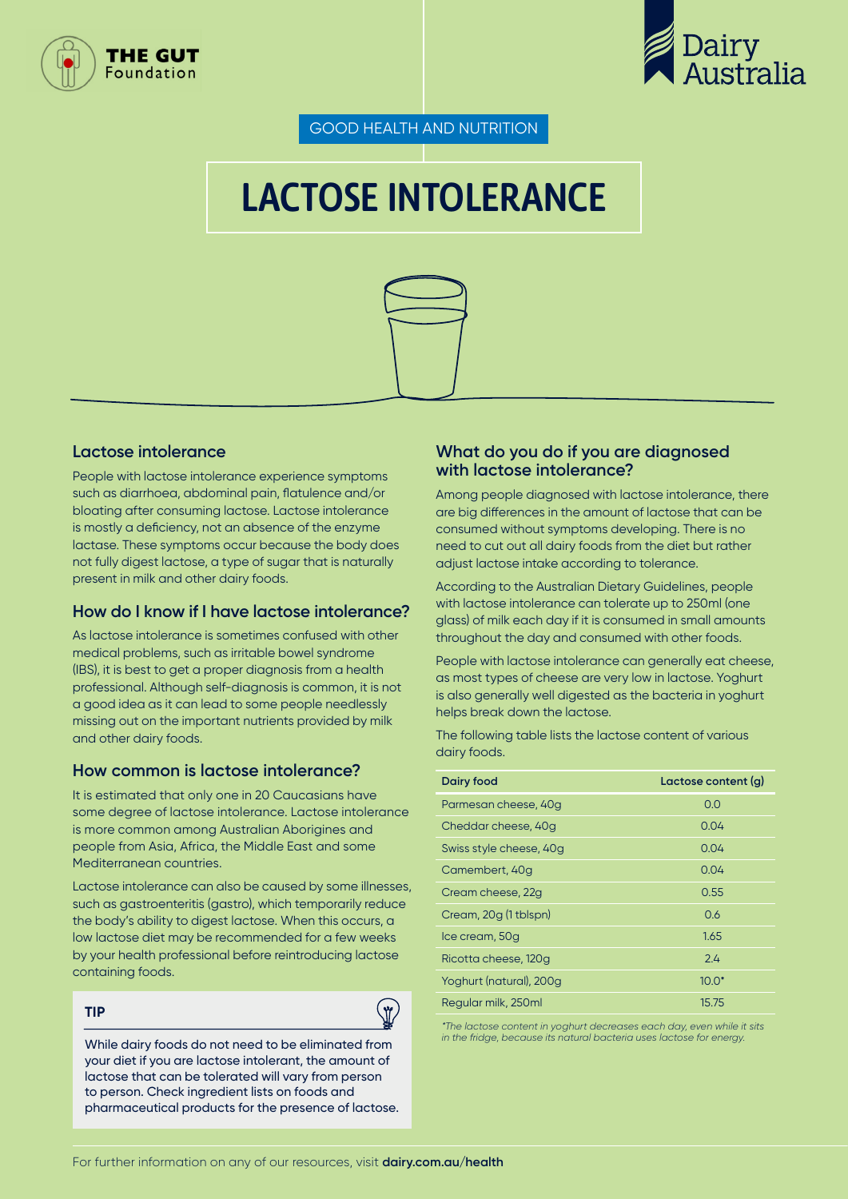GOOD HEALTH AND NUTRITION

# LACTOSE INTOLERANCE

## Lactose intolerance

People with lactose intolerance experience symptoms such as diarrhoea, abdominal pain, flatulence and/or bloating after consuming lactose. Lactose intolerance is mostly a deficiency, not an absence of the enzyme lactase. These symptoms occur because the body does not fully digest lactose, a type of sugar that is naturally present in milk and other dairy foods.

## How do I know if I have lactose intolerance?

As lactose intolerance is sometimes confused with other medical problems, such as irritable bowel syndrome (IBS), it is best to get a proper diagnosis from a health professional. Although self-diagnosis is common, it is not a good idea as it can lead to some people needlessly missing out on the important nutrients provided by milk and other dairy foods.

## How common is lactose intolerance?

It is estimated that only one in 20 Caucasians have some degree of lactose intolerance. Lactose intolerance is more common among Australian Aborigines and people from Asia, Africa, the Middle East and some Mediterranean countries.

Lactose intolerance can also be caused by some illnesses, such as gastroenteritis (gastro), which temporarily reduce the body's ability to digest lactose. When this occurs, a low lactose diet may be recommended for a few weeks by your health professional before reintroducing lactose containing foods.

**TIP**

While dairy foods do not need to be eliminated from your diet if you are lactose intolerant, the amount of lactose that can be tolerated will vary from person to person. Check ingredient lists on foods and pharmaceutical products for the presence of lactose.

## What do you do if you are diagnosed with lactose intolerance?

Among people diagnosed with lactose intolerance, there are big differences in the amount of lactose that can be consumed without symptoms developing. There is no need to cut out all dairy foods from the diet but rather adjust lactose intake according to tolerance.

According to the Australian Dietary Guidelines, people with lactose intolerance can tolerate up to 250ml (one glass) of milk each day if it is consumed in small amounts throughout the day and consumed with other foods.

People with lactose intolerance can generally eat cheese, as most types of cheese are very low in lactose. Yoghurt is also generally well digested as the bacteria in yoghurt helps break down the lactose.

The following table lists the lactose content of various dairy foods.

| Dairy food | Lactose content (g) |
|---|---|
| Parmesan cheese, 40g | 0.0 |
| Cheddar cheese, 40g | 0.04 |
| Swiss style cheese, 40g | 0.04 |
| Camembert, 40g | 0.04 |
| Cream cheese, 22g | 0.55 |
| Cream, 20g (1 tblspn) | 0.6 |
| Ice cream, 50g | 1.65 |
| Ricotta cheese, 120g | 2.4 |
| Yoghurt (natural), 200g | 10.0* |
| Regular milk, 250ml | 15.75 |

*\*The lactose content in yoghurt decreases each day, even while it sits in the fridge, because its natural bacteria uses lactose for energy.*

For further information on any of our resources, visit **dairy.com.au/health**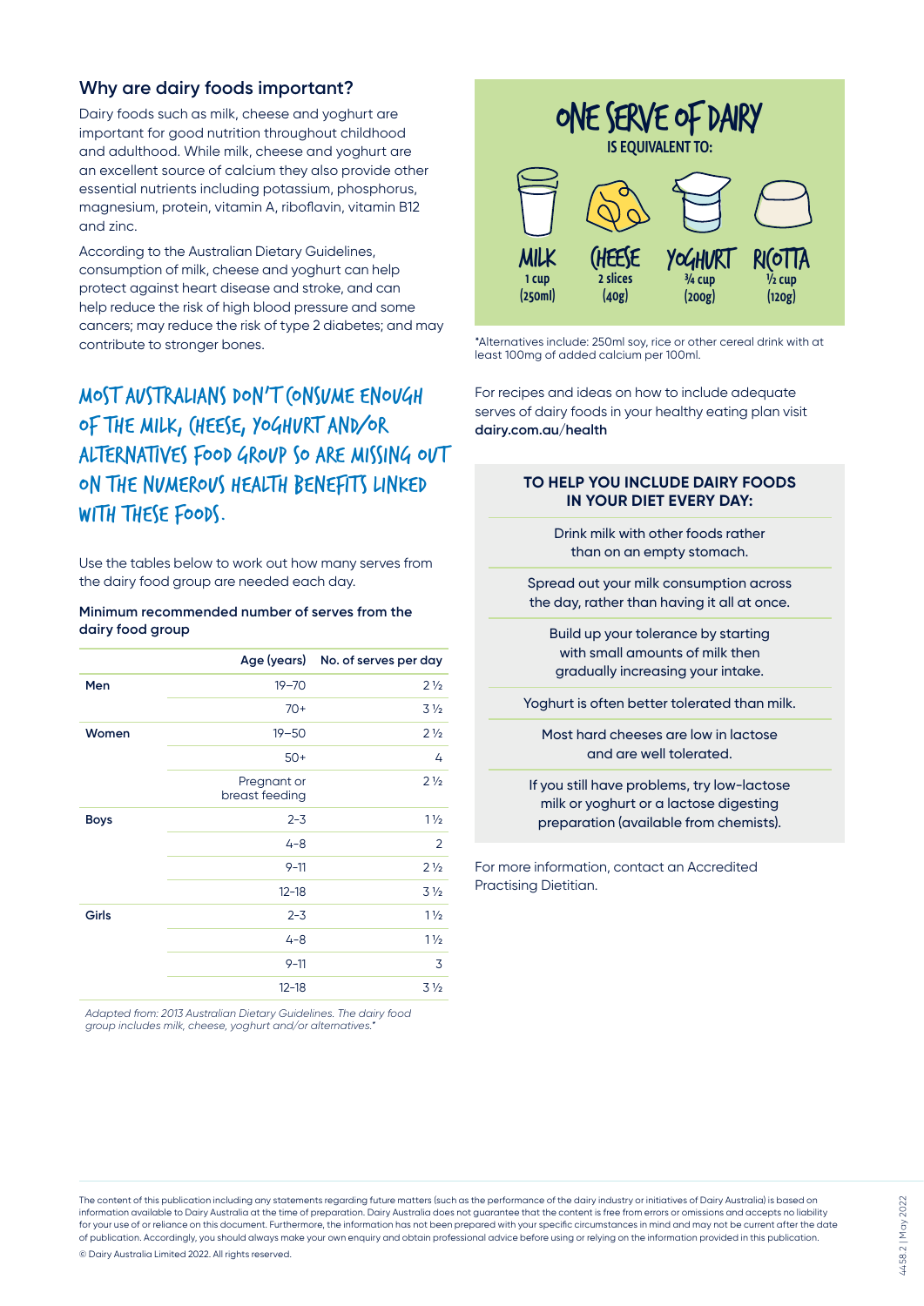## Why are dairy foods important?

Dairy foods such as milk, cheese and yoghurt are important for good nutrition throughout childhood and adulthood. While milk, cheese and yoghurt are an excellent source of calcium they also provide other essential nutrients including potassium, phosphorus, magnesium, protein, vitamin A, riboflavin, vitamin B12 and zinc.

According to the Australian Dietary Guidelines, consumption of milk, cheese and yoghurt can help protect against heart disease and stroke, and can help reduce the risk of high blood pressure and some cancers; may reduce the risk of type 2 diabetes; and may contribute to stronger bones.

## MOST AUSTRALIANS DON'T CONSUME ENOUGH OF THE MILK, CHEESE, YOGHURT AND/OR ALTERNATIVES FOOD GROUP SO ARE MISSING OUT ON THE NUMEROUS HEALTH BENEFITS LINKED WITH THESE FOODS.

Use the tables below to work out how many serves from the dairy food group are needed each day.

**Minimum recommended number of serves from the dairy food group**

| | Age (years) | No. of serves per day |
|---|---|---|
| **Men** | 19–70 | 2 ½ |
| | 70+ | 3 ½ |
| **Women** | 19–50 | 2 ½ |
| | 50+ | 4 |
| | Pregnant or breast feeding | 2 ½ |
| **Boys** | 2–3 | 1 ½ |
| | 4–8 | 2 |
| | 9–11 | 2 ½ |
| | 12–18 | 3 ½ |
| **Girls** | 2–3 | 1 ½ |
| | 4–8 | 1 ½ |
| | 9–11 | 3 |
| | 12–18 | 3 ½ |

*Adapted from: 2013 Australian Dietary Guidelines. The dairy food group includes milk, cheese, yoghurt and/or alternatives.**

## ONE SERVE OF DAIRY IS EQUIVALENT TO:

MILK
1 cup
(250ml)

CHEESE
2 slices
(40g)

YOGHURT
¾ cup
(200g)

RICOTTA
½ cup
(120g)

*Alternatives include: 250ml soy, rice or other cereal drink with at least 100mg of added calcium per 100ml.

For recipes and ideas on how to include adequate serves of dairy foods in your healthy eating plan visit **dairy.com.au/health**

### TO HELP YOU INCLUDE DAIRY FOODS IN YOUR DIET EVERY DAY:

- Drink milk with other foods rather than on an empty stomach.
- Spread out your milk consumption across the day, rather than having it all at once.
- Build up your tolerance by starting with small amounts of milk then gradually increasing your intake.
- Yoghurt is often better tolerated than milk.
- Most hard cheeses are low in lactose and are well tolerated.
- If you still have problems, try low-lactose milk or yoghurt or a lactose digesting preparation (available from chemists).

For more information, contact an Accredited Practising Dietitian.

The content of this publication including any statements regarding future matters (such as the performance of the dairy industry or initiatives of Dairy Australia) is based on information available to Dairy Australia at the time of preparation. Dairy Australia does not guarantee that the content is free from errors or omissions and accepts no liability for your use of or reliance on this document. Furthermore, the information has not been prepared with your specific circumstances in mind and may not be current after the date of publication. Accordingly, you should always make your own enquiry and obtain professional advice before using or relying on the information provided in this publication.

© Dairy Australia Limited 2022. All rights reserved.

4458.2 | May 2022